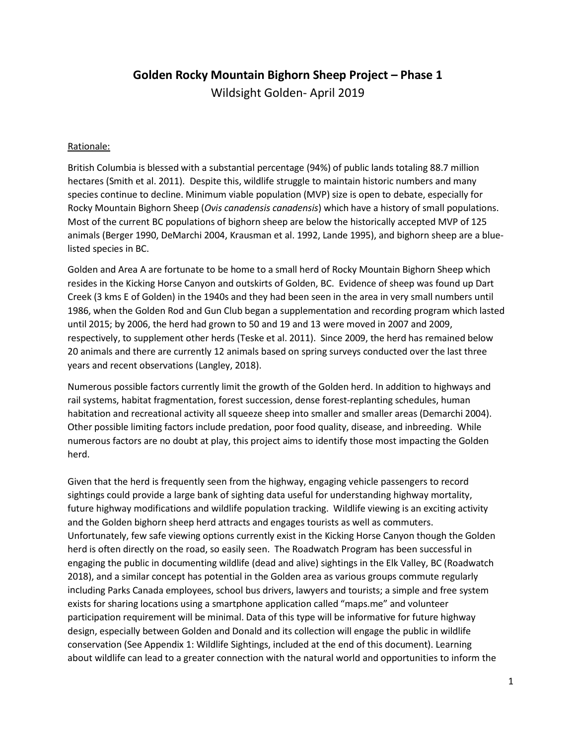# Golden Rocky Mountain Bighorn Sheep Project – Phase 1

Wildsight Golden- April 2019

<u>Rationale:</u>

British Columbia is blessed with a substantial percentage (94%) of public lands totaling 88.7 million hectares (Smith et al. 2011). Despite this, wildlife struggle to maintain historic numbers and many species continue to decline. Minimum viable population (MVP) size is open to debate, especially for Rocky Mountain Bighorn Sheep (*Ovis canadensis canadensis*) which have a history of small populations. Most of the current BC populations of bighorn sheep are below the historically accepted MVP of 125 animals (Berger 1990, DeMarchi 2004, Krausman et al. 1992, Lande 1995), and bighorn sheep are a blue-listed species in BC.

Golden and Area A are fortunate to be home to a small herd of Rocky Mountain Bighorn Sheep which resides in the Kicking Horse Canyon and outskirts of Golden, BC. Evidence of sheep was found up Dart Creek (3 kms E of Golden) in the 1940s and they had been seen in the area in very small numbers until 1986, when the Golden Rod and Gun Club began a supplementation and recording program which lasted until 2015; by 2006, the herd had grown to 50 and 19 and 13 were moved in 2007 and 2009, respectively, to supplement other herds (Teske et al. 2011). Since 2009, the herd has remained below 20 animals and there are currently 12 animals based on spring surveys conducted over the last three years and recent observations (Langley, 2018).

Numerous possible factors currently limit the growth of the Golden herd. In addition to highways and rail systems, habitat fragmentation, forest succession, dense forest-replanting schedules, human habitation and recreational activity all squeeze sheep into smaller and smaller areas (Demarchi 2004). Other possible limiting factors include predation, poor food quality, disease, and inbreeding. While numerous factors are no doubt at play, this project aims to identify those most impacting the Golden herd.

Given that the herd is frequently seen from the highway, engaging vehicle passengers to record sightings could provide a large bank of sighting data useful for understanding highway mortality, future highway modifications and wildlife population tracking. Wildlife viewing is an exciting activity and the Golden bighorn sheep herd attracts and engages tourists as well as commuters. Unfortunately, few safe viewing options currently exist in the Kicking Horse Canyon though the Golden herd is often directly on the road, so easily seen. The Roadwatch Program has been successful in engaging the public in documenting wildlife (dead and alive) sightings in the Elk Valley, BC (Roadwatch 2018), and a similar concept has potential in the Golden area as various groups commute regularly including Parks Canada employees, school bus drivers, lawyers and tourists; a simple and free system exists for sharing locations using a smartphone application called "maps.me" and volunteer participation requirement will be minimal. Data of this type will be informative for future highway design, especially between Golden and Donald and its collection will engage the public in wildlife conservation (See Appendix 1: Wildlife Sightings, included at the end of this document). Learning about wildlife can lead to a greater connection with the natural world and opportunities to inform the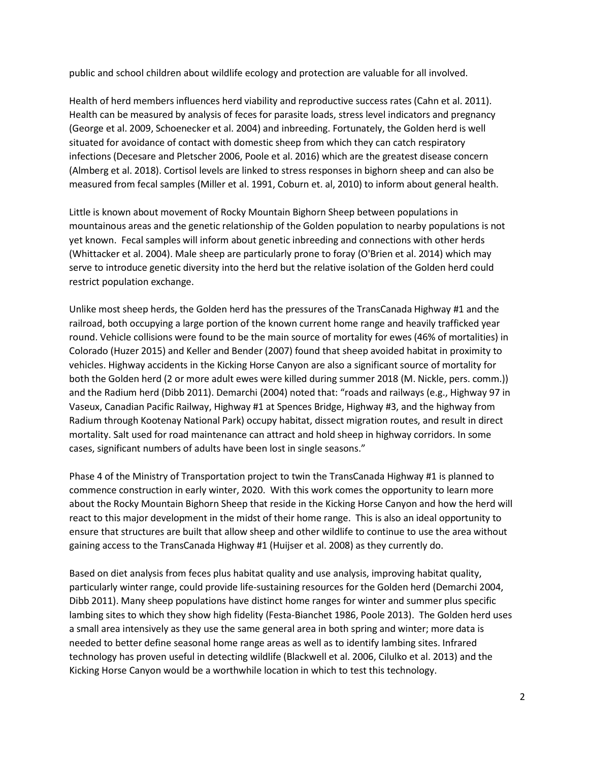public and school children about wildlife ecology and protection are valuable for all involved.

Health of herd members influences herd viability and reproductive success rates (Cahn et al. 2011). Health can be measured by analysis of feces for parasite loads, stress level indicators and pregnancy (George et al. 2009, Schoenecker et al. 2004) and inbreeding. Fortunately, the Golden herd is well situated for avoidance of contact with domestic sheep from which they can catch respiratory infections (Decesare and Pletscher 2006, Poole et al. 2016) which are the greatest disease concern (Almberg et al. 2018). Cortisol levels are linked to stress responses in bighorn sheep and can also be measured from fecal samples (Miller et al. 1991, Coburn et. al, 2010) to inform about general health.

Little is known about movement of Rocky Mountain Bighorn Sheep between populations in mountainous areas and the genetic relationship of the Golden population to nearby populations is not yet known. Fecal samples will inform about genetic inbreeding and connections with other herds (Whittacker et al. 2004). Male sheep are particularly prone to foray (O'Brien et al. 2014) which may serve to introduce genetic diversity into the herd but the relative isolation of the Golden herd could restrict population exchange.

Unlike most sheep herds, the Golden herd has the pressures of the TransCanada Highway #1 and the railroad, both occupying a large portion of the known current home range and heavily trafficked year round. Vehicle collisions were found to be the main source of mortality for ewes (46% of mortalities) in Colorado (Huzer 2015) and Keller and Bender (2007) found that sheep avoided habitat in proximity to vehicles. Highway accidents in the Kicking Horse Canyon are also a significant source of mortality for both the Golden herd (2 or more adult ewes were killed during summer 2018 (M. Nickle, pers. comm.)) and the Radium herd (Dibb 2011). Demarchi (2004) noted that: "roads and railways (e.g., Highway 97 in Vaseux, Canadian Pacific Railway, Highway #1 at Spences Bridge, Highway #3, and the highway from Radium through Kootenay National Park) occupy habitat, dissect migration routes, and result in direct mortality. Salt used for road maintenance can attract and hold sheep in highway corridors. In some cases, significant numbers of adults have been lost in single seasons."

Phase 4 of the Ministry of Transportation project to twin the TransCanada Highway #1 is planned to commence construction in early winter, 2020. With this work comes the opportunity to learn more about the Rocky Mountain Bighorn Sheep that reside in the Kicking Horse Canyon and how the herd will react to this major development in the midst of their home range. This is also an ideal opportunity to ensure that structures are built that allow sheep and other wildlife to continue to use the area without gaining access to the TransCanada Highway #1 (Huijser et al. 2008) as they currently do.

Based on diet analysis from feces plus habitat quality and use analysis, improving habitat quality, particularly winter range, could provide life-sustaining resources for the Golden herd (Demarchi 2004, Dibb 2011). Many sheep populations have distinct home ranges for winter and summer plus specific lambing sites to which they show high fidelity (Festa-Bianchet 1986, Poole 2013). The Golden herd uses a small area intensively as they use the same general area in both spring and winter; more data is needed to better define seasonal home range areas as well as to identify lambing sites. Infrared technology has proven useful in detecting wildlife (Blackwell et al. 2006, Cilulko et al. 2013) and the Kicking Horse Canyon would be a worthwhile location in which to test this technology.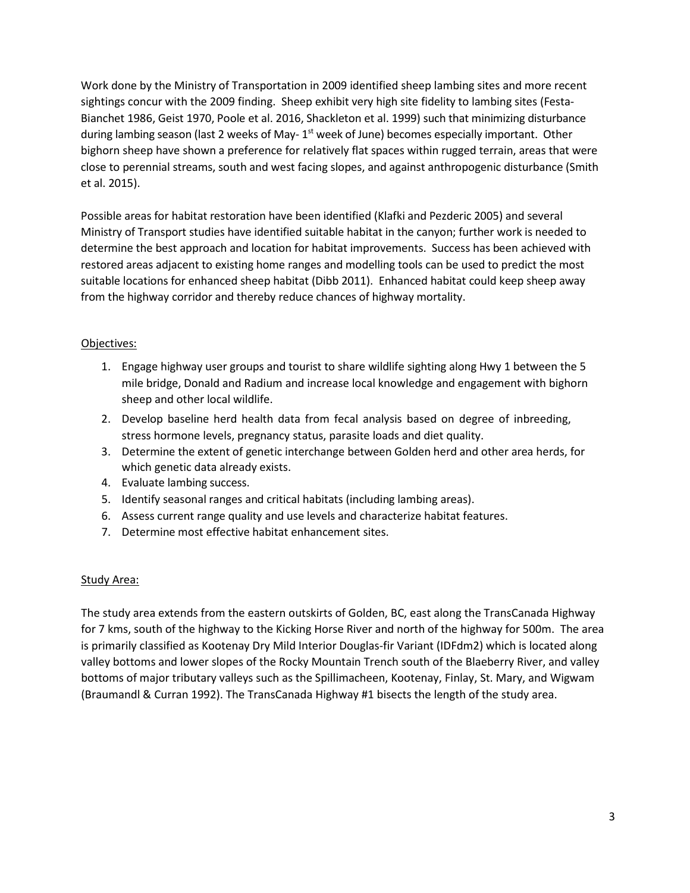Work done by the Ministry of Transportation in 2009 identified sheep lambing sites and more recent sightings concur with the 2009 finding. Sheep exhibit very high site fidelity to lambing sites (Festa-Bianchet 1986, Geist 1970, Poole et al. 2016, Shackleton et al. 1999) such that minimizing disturbance during lambing season (last 2 weeks of May- 1st week of June) becomes especially important. Other bighorn sheep have shown a preference for relatively flat spaces within rugged terrain, areas that were close to perennial streams, south and west facing slopes, and against anthropogenic disturbance (Smith et al. 2015).

Possible areas for habitat restoration have been identified (Klafki and Pezderic 2005) and several Ministry of Transport studies have identified suitable habitat in the canyon; further work is needed to determine the best approach and location for habitat improvements. Success has been achieved with restored areas adjacent to existing home ranges and modelling tools can be used to predict the most suitable locations for enhanced sheep habitat (Dibb 2011). Enhanced habitat could keep sheep away from the highway corridor and thereby reduce chances of highway mortality.

## Objectives:

1. Engage highway user groups and tourist to share wildlife sighting along Hwy 1 between the 5 mile bridge, Donald and Radium and increase local knowledge and engagement with bighorn sheep and other local wildlife.
2. Develop baseline herd health data from fecal analysis based on degree of inbreeding, stress hormone levels, pregnancy status, parasite loads and diet quality.
3. Determine the extent of genetic interchange between Golden herd and other area herds, for which genetic data already exists.
4. Evaluate lambing success.
5. Identify seasonal ranges and critical habitats (including lambing areas).
6. Assess current range quality and use levels and characterize habitat features.
7. Determine most effective habitat enhancement sites.

## Study Area:

The study area extends from the eastern outskirts of Golden, BC, east along the TransCanada Highway for 7 kms, south of the highway to the Kicking Horse River and north of the highway for 500m. The area is primarily classified as Kootenay Dry Mild Interior Douglas-fir Variant (IDFdm2) which is located along valley bottoms and lower slopes of the Rocky Mountain Trench south of the Blaeberry River, and valley bottoms of major tributary valleys such as the Spillimacheen, Kootenay, Finlay, St. Mary, and Wigwam (Braumandl & Curran 1992). The TransCanada Highway #1 bisects the length of the study area.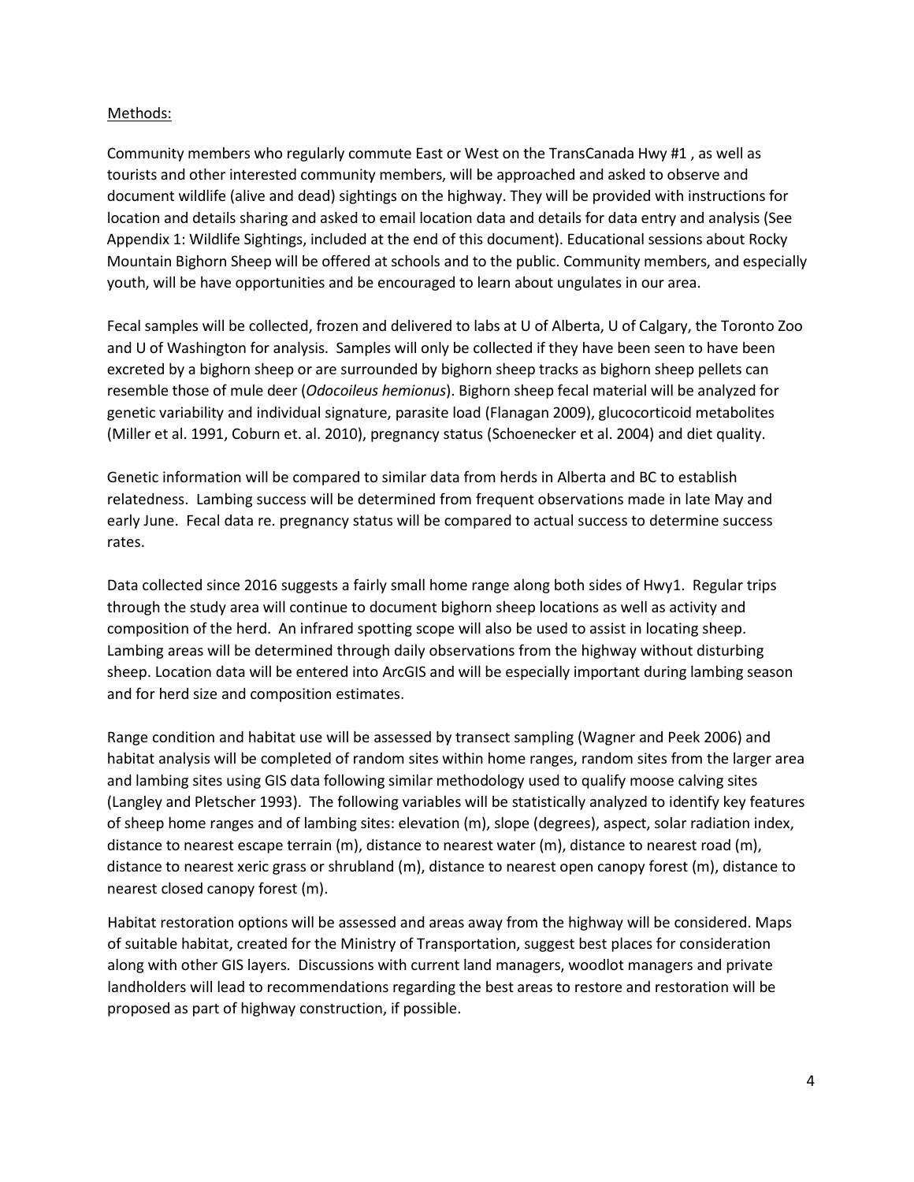Methods:

Community members who regularly commute East or West on the TransCanada Hwy #1 , as well as tourists and other interested community members, will be approached and asked to observe and document wildlife (alive and dead) sightings on the highway. They will be provided with instructions for location and details sharing and asked to email location data and details for data entry and analysis (See Appendix 1: Wildlife Sightings, included at the end of this document). Educational sessions about Rocky Mountain Bighorn Sheep will be offered at schools and to the public. Community members, and especially youth, will be have opportunities and be encouraged to learn about ungulates in our area.

Fecal samples will be collected, frozen and delivered to labs at U of Alberta, U of Calgary, the Toronto Zoo and U of Washington for analysis. Samples will only be collected if they have been seen to have been excreted by a bighorn sheep or are surrounded by bighorn sheep tracks as bighorn sheep pellets can resemble those of mule deer (*Odocoileus hemionus*). Bighorn sheep fecal material will be analyzed for genetic variability and individual signature, parasite load (Flanagan 2009), glucocorticoid metabolites (Miller et al. 1991, Coburn et. al. 2010), pregnancy status (Schoenecker et al. 2004) and diet quality.

Genetic information will be compared to similar data from herds in Alberta and BC to establish relatedness. Lambing success will be determined from frequent observations made in late May and early June. Fecal data re. pregnancy status will be compared to actual success to determine success rates.

Data collected since 2016 suggests a fairly small home range along both sides of Hwy1. Regular trips through the study area will continue to document bighorn sheep locations as well as activity and composition of the herd. An infrared spotting scope will also be used to assist in locating sheep. Lambing areas will be determined through daily observations from the highway without disturbing sheep. Location data will be entered into ArcGIS and will be especially important during lambing season and for herd size and composition estimates.

Range condition and habitat use will be assessed by transect sampling (Wagner and Peek 2006) and habitat analysis will be completed of random sites within home ranges, random sites from the larger area and lambing sites using GIS data following similar methodology used to qualify moose calving sites (Langley and Pletscher 1993). The following variables will be statistically analyzed to identify key features of sheep home ranges and of lambing sites: elevation (m), slope (degrees), aspect, solar radiation index, distance to nearest escape terrain (m), distance to nearest water (m), distance to nearest road (m), distance to nearest xeric grass or shrubland (m), distance to nearest open canopy forest (m), distance to nearest closed canopy forest (m).

Habitat restoration options will be assessed and areas away from the highway will be considered. Maps of suitable habitat, created for the Ministry of Transportation, suggest best places for consideration along with other GIS layers. Discussions with current land managers, woodlot managers and private landholders will lead to recommendations regarding the best areas to restore and restoration will be proposed as part of highway construction, if possible.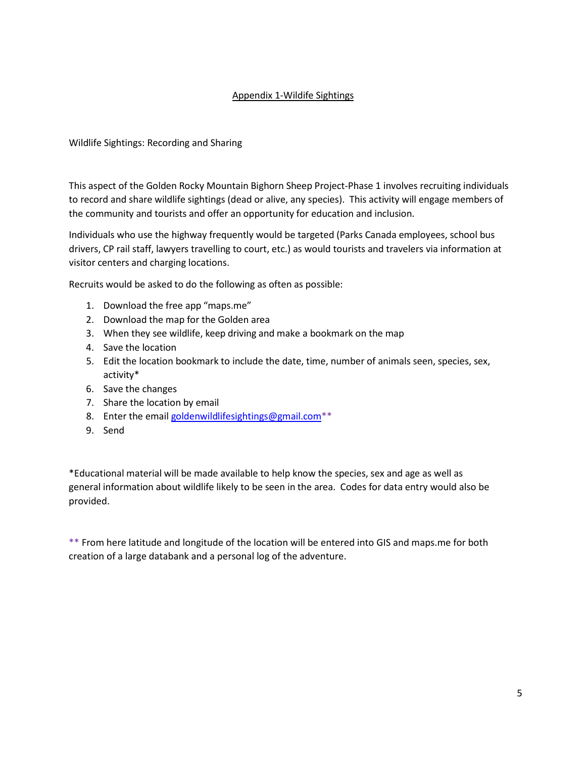## Appendix 1-Wildife Sightings

Wildlife Sightings: Recording and Sharing

This aspect of the Golden Rocky Mountain Bighorn Sheep Project-Phase 1 involves recruiting individuals to record and share wildlife sightings (dead or alive, any species). This activity will engage members of the community and tourists and offer an opportunity for education and inclusion.

Individuals who use the highway frequently would be targeted (Parks Canada employees, school bus drivers, CP rail staff, lawyers travelling to court, etc.) as would tourists and travelers via information at visitor centers and charging locations.

Recruits would be asked to do the following as often as possible:

1. Download the free app "maps.me"
2. Download the map for the Golden area
3. When they see wildlife, keep driving and make a bookmark on the map
4. Save the location
5. Edit the location bookmark to include the date, time, number of animals seen, species, sex, activity*
6. Save the changes
7. Share the location by email
8. Enter the email goldenwildlifesightings@gmail.com**
9. Send

*Educational material will be made available to help know the species, sex and age as well as general information about wildlife likely to be seen in the area. Codes for data entry would also be provided.

** From here latitude and longitude of the location will be entered into GIS and maps.me for both creation of a large databank and a personal log of the adventure.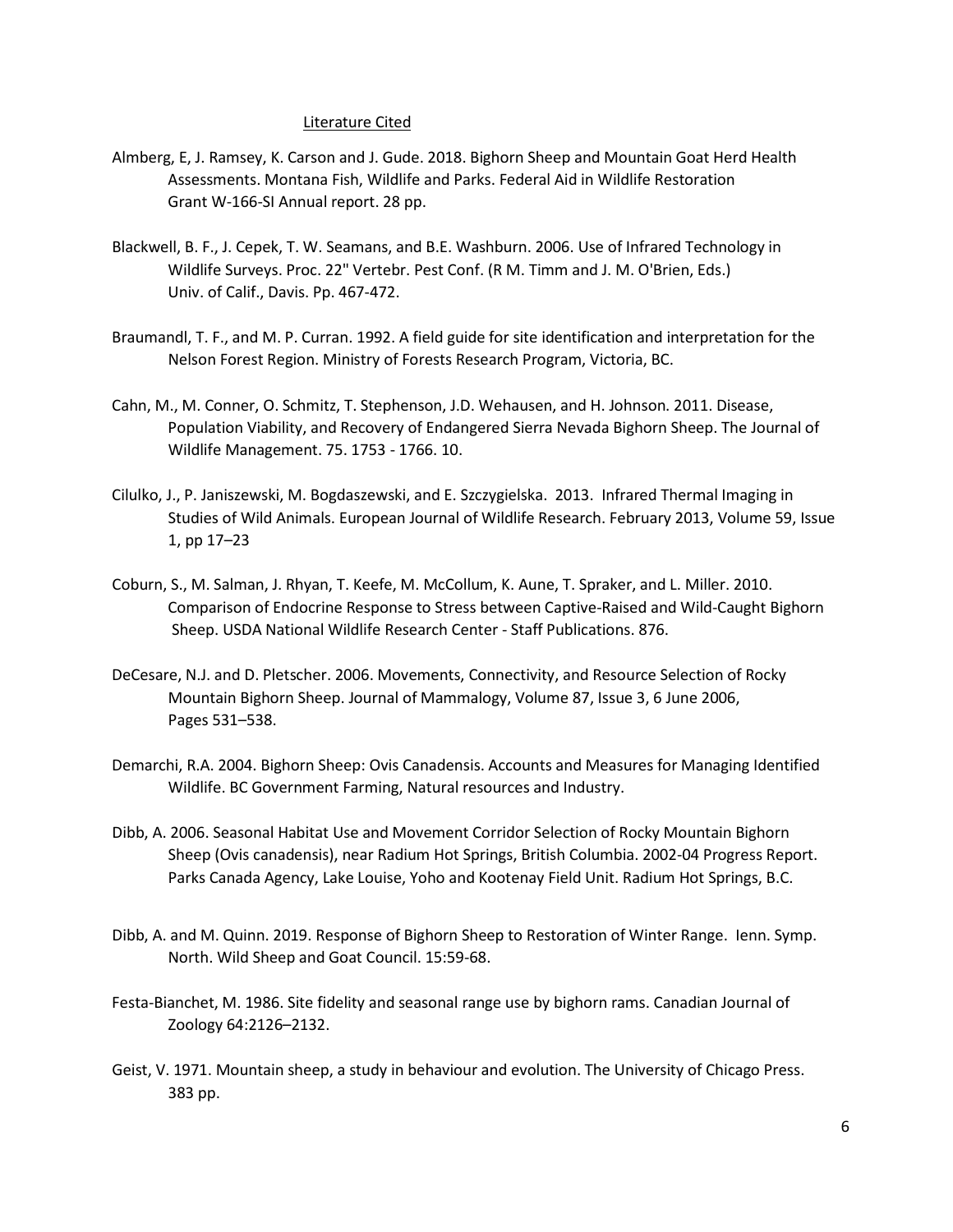## Literature Cited

Almberg, E, J. Ramsey, K. Carson and J. Gude. 2018. Bighorn Sheep and Mountain Goat Herd Health Assessments. Montana Fish, Wildlife and Parks. Federal Aid in Wildlife Restoration Grant W-166-SI Annual report. 28 pp.

Blackwell, B. F., J. Cepek, T. W. Seamans, and B.E. Washburn. 2006. Use of Infrared Technology in Wildlife Surveys. Proc. 22" Vertebr. Pest Conf. (R M. Timm and J. M. O'Brien, Eds.) Univ. of Calif., Davis. Pp. 467-472.

Braumandl, T. F., and M. P. Curran. 1992. A field guide for site identification and interpretation for the Nelson Forest Region. Ministry of Forests Research Program, Victoria, BC.

Cahn, M., M. Conner, O. Schmitz, T. Stephenson, J.D. Wehausen, and H. Johnson. 2011. Disease, Population Viability, and Recovery of Endangered Sierra Nevada Bighorn Sheep. The Journal of Wildlife Management. 75. 1753 - 1766. 10.

Cilulko, J., P. Janiszewski, M. Bogdaszewski, and E. Szczygielska. 2013. Infrared Thermal Imaging in Studies of Wild Animals. European Journal of Wildlife Research. February 2013, Volume 59, Issue 1, pp 17–23

Coburn, S., M. Salman, J. Rhyan, T. Keefe, M. McCollum, K. Aune, T. Spraker, and L. Miller. 2010. Comparison of Endocrine Response to Stress between Captive-Raised and Wild-Caught Bighorn Sheep. USDA National Wildlife Research Center - Staff Publications. 876.

DeCesare, N.J. and D. Pletscher. 2006. Movements, Connectivity, and Resource Selection of Rocky Mountain Bighorn Sheep. Journal of Mammalogy, Volume 87, Issue 3, 6 June 2006, Pages 531–538.

Demarchi, R.A. 2004. Bighorn Sheep: Ovis Canadensis. Accounts and Measures for Managing Identified Wildlife. BC Government Farming, Natural resources and Industry.

Dibb, A. 2006. Seasonal Habitat Use and Movement Corridor Selection of Rocky Mountain Bighorn Sheep (Ovis canadensis), near Radium Hot Springs, British Columbia. 2002-04 Progress Report. Parks Canada Agency, Lake Louise, Yoho and Kootenay Field Unit. Radium Hot Springs, B.C.

Dibb, A. and M. Quinn. 2019. Response of Bighorn Sheep to Restoration of Winter Range. Ienn. Symp. North. Wild Sheep and Goat Council. 15:59-68.

Festa-Bianchet, M. 1986. Site fidelity and seasonal range use by bighorn rams. Canadian Journal of Zoology 64:2126–2132.

Geist, V. 1971. Mountain sheep, a study in behaviour and evolution. The University of Chicago Press. 383 pp.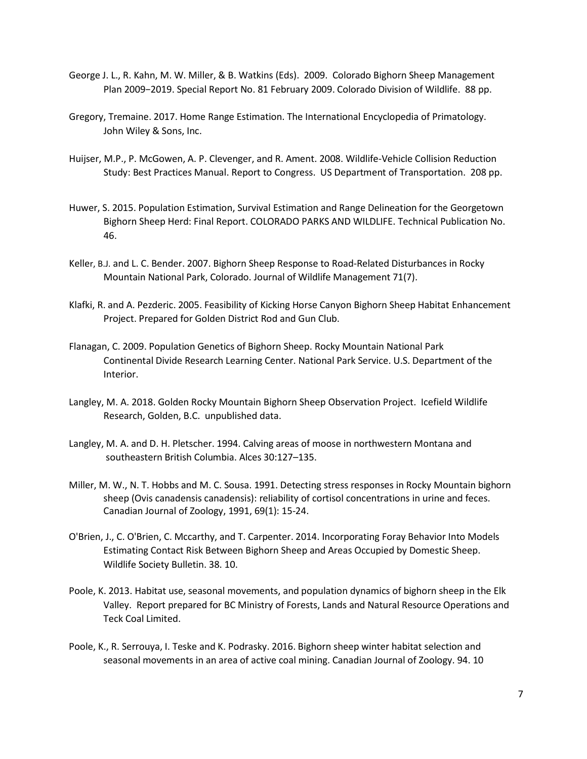George J. L., R. Kahn, M. W. Miller, & B. Watkins (Eds). 2009. Colorado Bighorn Sheep Management Plan 2009−2019. Special Report No. 81 February 2009. Colorado Division of Wildlife. 88 pp.

Gregory, Tremaine. 2017. Home Range Estimation. The International Encyclopedia of Primatology. John Wiley & Sons, Inc.

Huijser, M.P., P. McGowen, A. P. Clevenger, and R. Ament. 2008. Wildlife-Vehicle Collision Reduction Study: Best Practices Manual. Report to Congress. US Department of Transportation. 208 pp.

Huwer, S. 2015. Population Estimation, Survival Estimation and Range Delineation for the Georgetown Bighorn Sheep Herd: Final Report. COLORADO PARKS AND WILDLIFE. Technical Publication No. 46.

Keller, B.J. and L. C. Bender. 2007. Bighorn Sheep Response to Road-Related Disturbances in Rocky Mountain National Park, Colorado. Journal of Wildlife Management 71(7).

Klafki, R. and A. Pezderic. 2005. Feasibility of Kicking Horse Canyon Bighorn Sheep Habitat Enhancement Project. Prepared for Golden District Rod and Gun Club.

Flanagan, C. 2009. Population Genetics of Bighorn Sheep. Rocky Mountain National Park Continental Divide Research Learning Center. National Park Service. U.S. Department of the Interior.

Langley, M. A. 2018. Golden Rocky Mountain Bighorn Sheep Observation Project. Icefield Wildlife Research, Golden, B.C. unpublished data.

Langley, M. A. and D. H. Pletscher. 1994. Calving areas of moose in northwestern Montana and southeastern British Columbia. Alces 30:127–135.

Miller, M. W., N. T. Hobbs and M. C. Sousa. 1991. Detecting stress responses in Rocky Mountain bighorn sheep (Ovis canadensis canadensis): reliability of cortisol concentrations in urine and feces. Canadian Journal of Zoology, 1991, 69(1): 15-24.

O'Brien, J., C. O'Brien, C. Mccarthy, and T. Carpenter. 2014. Incorporating Foray Behavior Into Models Estimating Contact Risk Between Bighorn Sheep and Areas Occupied by Domestic Sheep. Wildlife Society Bulletin. 38. 10.

Poole, K. 2013. Habitat use, seasonal movements, and population dynamics of bighorn sheep in the Elk Valley. Report prepared for BC Ministry of Forests, Lands and Natural Resource Operations and Teck Coal Limited.

Poole, K., R. Serrouya, I. Teske and K. Podrasky. 2016. Bighorn sheep winter habitat selection and seasonal movements in an area of active coal mining. Canadian Journal of Zoology. 94. 10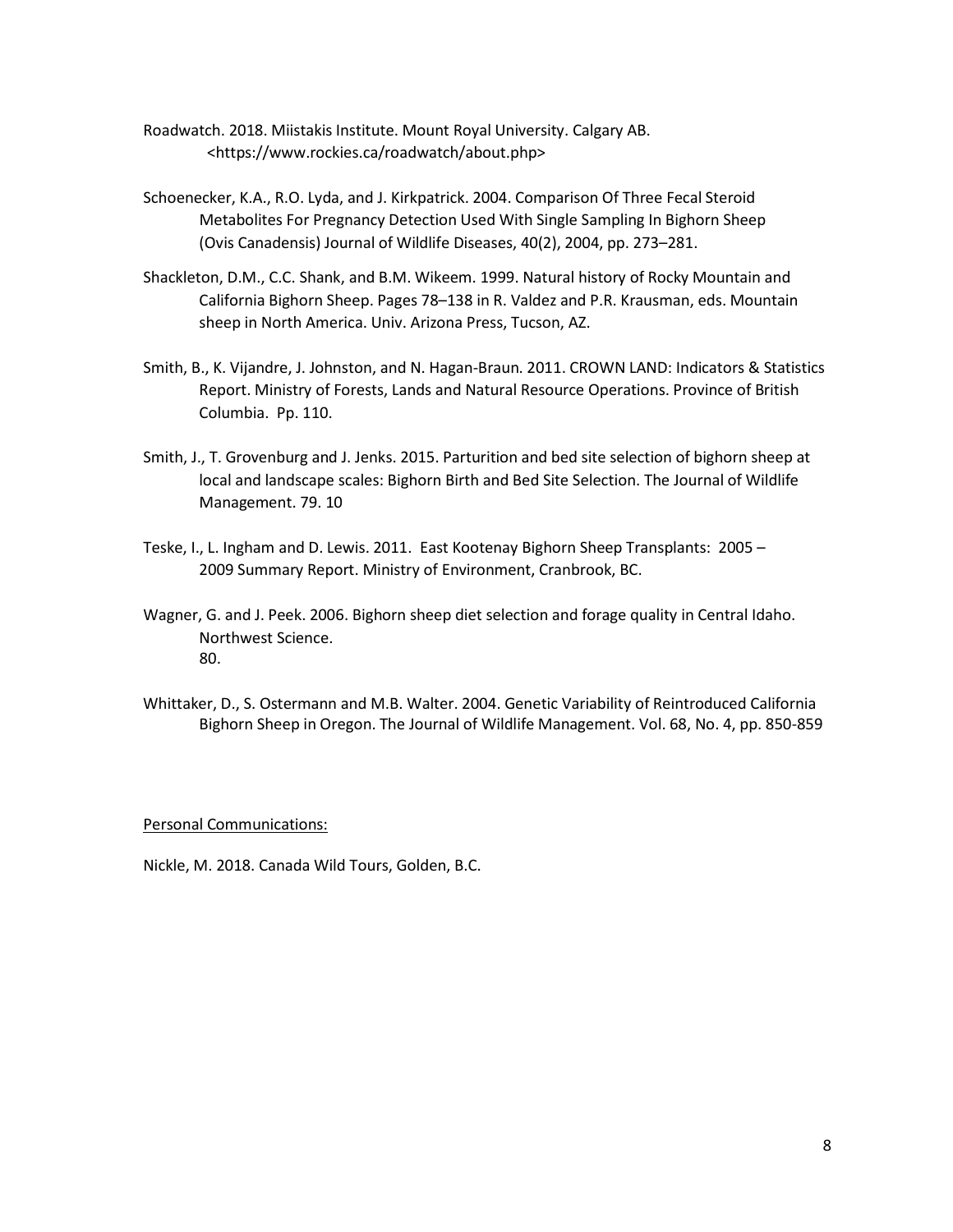Roadwatch. 2018. Miistakis Institute. Mount Royal University. Calgary AB. <https://www.rockies.ca/roadwatch/about.php>

Schoenecker, K.A., R.O. Lyda, and J. Kirkpatrick. 2004. Comparison Of Three Fecal Steroid Metabolites For Pregnancy Detection Used With Single Sampling In Bighorn Sheep (Ovis Canadensis) Journal of Wildlife Diseases, 40(2), 2004, pp. 273–281.

Shackleton, D.M., C.C. Shank, and B.M. Wikeem. 1999. Natural history of Rocky Mountain and California Bighorn Sheep. Pages 78–138 in R. Valdez and P.R. Krausman, eds. Mountain sheep in North America. Univ. Arizona Press, Tucson, AZ.

Smith, B., K. Vijandre, J. Johnston, and N. Hagan-Braun. 2011. CROWN LAND: Indicators & Statistics Report. Ministry of Forests, Lands and Natural Resource Operations. Province of British Columbia. Pp. 110.

Smith, J., T. Grovenburg and J. Jenks. 2015. Parturition and bed site selection of bighorn sheep at local and landscape scales: Bighorn Birth and Bed Site Selection. The Journal of Wildlife Management. 79. 10

Teske, I., L. Ingham and D. Lewis. 2011. East Kootenay Bighorn Sheep Transplants: 2005 – 2009 Summary Report. Ministry of Environment, Cranbrook, BC.

Wagner, G. and J. Peek. 2006. Bighorn sheep diet selection and forage quality in Central Idaho. Northwest Science. 80.

Whittaker, D., S. Ostermann and M.B. Walter. 2004. Genetic Variability of Reintroduced California Bighorn Sheep in Oregon. The Journal of Wildlife Management. Vol. 68, No. 4, pp. 850-859

Personal Communications:

Nickle, M. 2018. Canada Wild Tours, Golden, B.C.